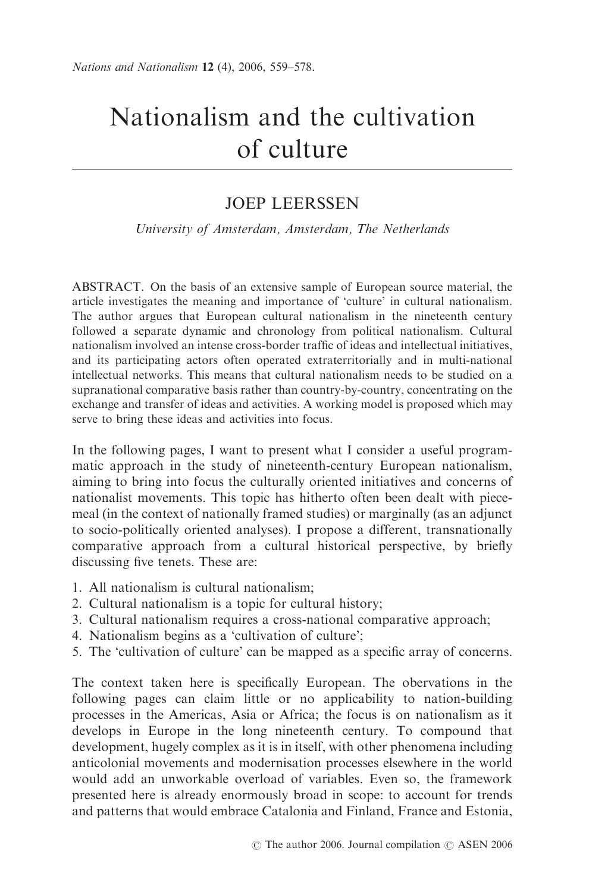# Nationalism and the cultivation of culture

## JOEP LEERSSEN

*University of Amsterdam, Amsterdam, The Netherlands*

ABSTRACT. On the basis of an extensive sample of European source material, the article investigates the meaning and importance of 'culture' in cultural nationalism. The author argues that European cultural nationalism in the nineteenth century followed a separate dynamic and chronology from political nationalism. Cultural nationalism involved an intense cross-border traffic of ideas and intellectual initiatives, and its participating actors often operated extraterritorially and in multi-national intellectual networks. This means that cultural nationalism needs to be studied on a supranational comparative basis rather than country-by-country, concentrating on the exchange and transfer of ideas and activities. A working model is proposed which may serve to bring these ideas and activities into focus.

In the following pages, I want to present what I consider a useful programmatic approach in the study of nineteenth-century European nationalism, aiming to bring into focus the culturally oriented initiatives and concerns of nationalist movements. This topic has hitherto often been dealt with piecemeal (in the context of nationally framed studies) or marginally (as an adjunct to socio-politically oriented analyses). I propose a different, transnationally comparative approach from a cultural historical perspective, by briefly discussing five tenets. These are:

1. All nationalism is cultural nationalism;
2. Cultural nationalism is a topic for cultural history;
3. Cultural nationalism requires a cross-national comparative approach;
4. Nationalism begins as a 'cultivation of culture';
5. The 'cultivation of culture' can be mapped as a specific array of concerns.

The context taken here is specifically European. The obervations in the following pages can claim little or no applicability to nation-building processes in the Americas, Asia or Africa; the focus is on nationalism as it develops in Europe in the long nineteenth century. To compound that development, hugely complex as it is in itself, with other phenomena including anticolonial movements and modernisation processes elsewhere in the world would add an unworkable overload of variables. Even so, the framework presented here is already enormously broad in scope: to account for trends and patterns that would embrace Catalonia and Finland, France and Estonia,

© The author 2006. Journal compilation © ASEN 2006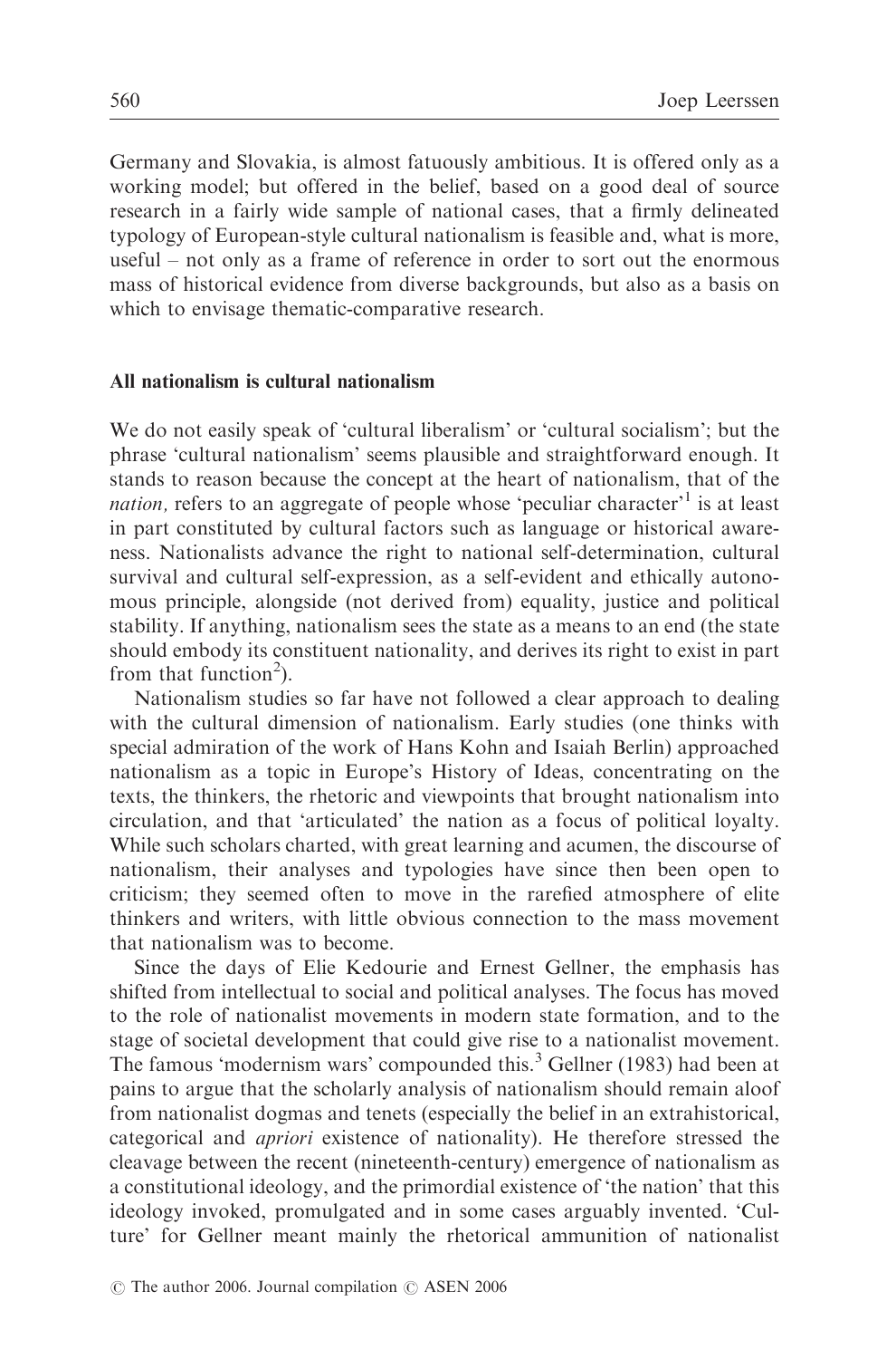Germany and Slovakia, is almost fatuously ambitious. It is offered only as a working model; but offered in the belief, based on a good deal of source research in a fairly wide sample of national cases, that a firmly delineated typology of European-style cultural nationalism is feasible and, what is more, useful – not only as a frame of reference in order to sort out the enormous mass of historical evidence from diverse backgrounds, but also as a basis on which to envisage thematic-comparative research.

## All nationalism is cultural nationalism

We do not easily speak of 'cultural liberalism' or 'cultural socialism'; but the phrase 'cultural nationalism' seems plausible and straightforward enough. It stands to reason because the concept at the heart of nationalism, that of the *nation,* refers to an aggregate of people whose 'peculiar character'[1] is at least in part constituted by cultural factors such as language or historical awareness. Nationalists advance the right to national self-determination, cultural survival and cultural self-expression, as a self-evident and ethically autonomous principle, alongside (not derived from) equality, justice and political stability. If anything, nationalism sees the state as a means to an end (the state should embody its constituent nationality, and derives its right to exist in part from that function[2]).

Nationalism studies so far have not followed a clear approach to dealing with the cultural dimension of nationalism. Early studies (one thinks with special admiration of the work of Hans Kohn and Isaiah Berlin) approached nationalism as a topic in Europe's History of Ideas, concentrating on the texts, the thinkers, the rhetoric and viewpoints that brought nationalism into circulation, and that 'articulated' the nation as a focus of political loyalty. While such scholars charted, with great learning and acumen, the discourse of nationalism, their analyses and typologies have since then been open to criticism; they seemed often to move in the rarefied atmosphere of elite thinkers and writers, with little obvious connection to the mass movement that nationalism was to become.

Since the days of Elie Kedourie and Ernest Gellner, the emphasis has shifted from intellectual to social and political analyses. The focus has moved to the role of nationalist movements in modern state formation, and to the stage of societal development that could give rise to a nationalist movement. The famous 'modernism wars' compounded this.[3] Gellner (1983) had been at pains to argue that the scholarly analysis of nationalism should remain aloof from nationalist dogmas and tenets (especially the belief in an extrahistorical, categorical and *apriori* existence of nationality). He therefore stressed the cleavage between the recent (nineteenth-century) emergence of nationalism as a constitutional ideology, and the primordial existence of 'the nation' that this ideology invoked, promulgated and in some cases arguably invented. 'Culture' for Gellner meant mainly the rhetorical ammunition of nationalist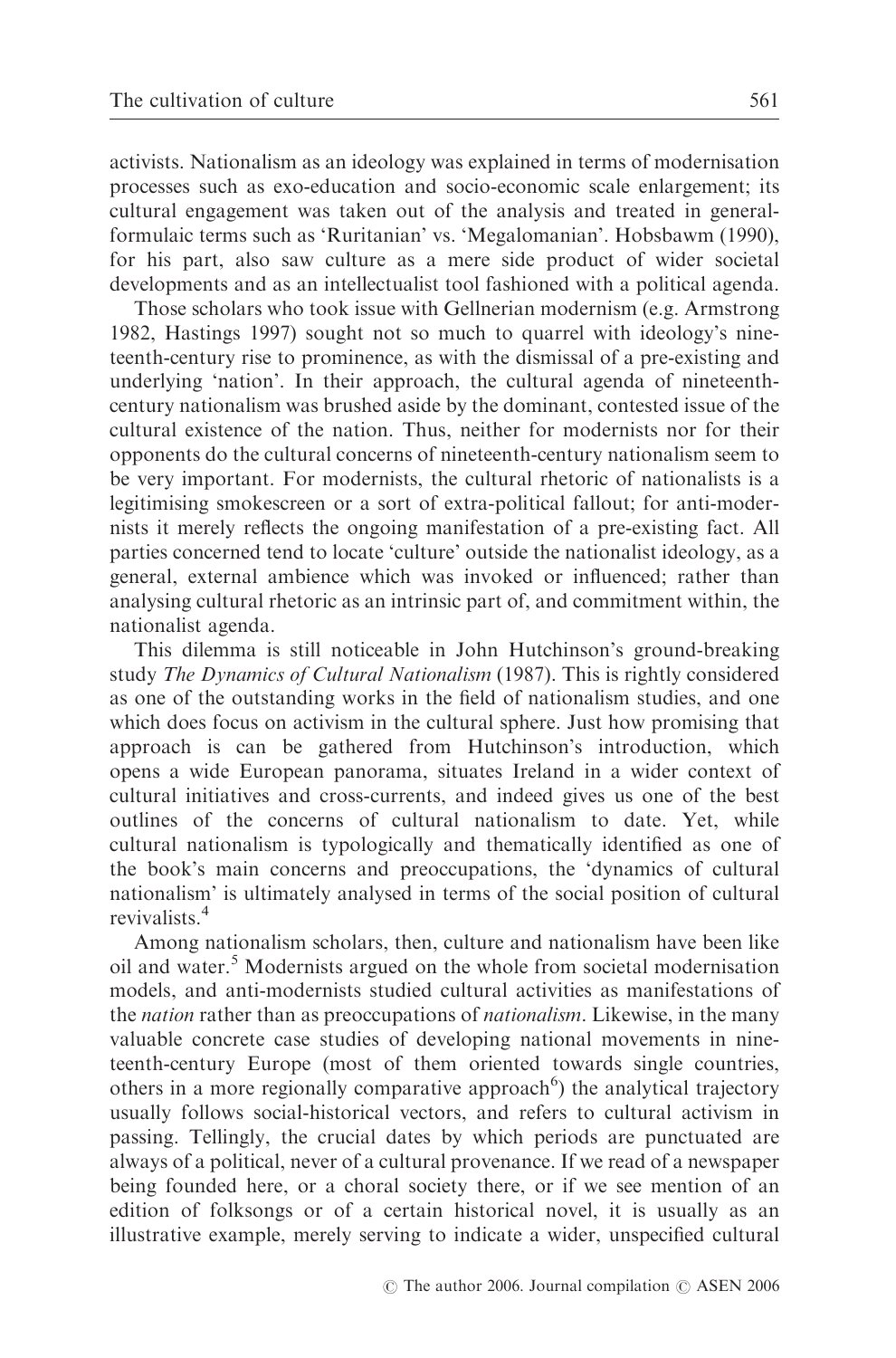activists. Nationalism as an ideology was explained in terms of modernisation processes such as exo-education and socio-economic scale enlargement; its cultural engagement was taken out of the analysis and treated in general-formulaic terms such as 'Ruritanian' vs. 'Megalomanian'. Hobsbawm (1990), for his part, also saw culture as a mere side product of wider societal developments and as an intellectualist tool fashioned with a political agenda.

Those scholars who took issue with Gellnerian modernism (e.g. Armstrong 1982, Hastings 1997) sought not so much to quarrel with ideology's nineteenth-century rise to prominence, as with the dismissal of a pre-existing and underlying 'nation'. In their approach, the cultural agenda of nineteenth-century nationalism was brushed aside by the dominant, contested issue of the cultural existence of the nation. Thus, neither for modernists nor for their opponents do the cultural concerns of nineteenth-century nationalism seem to be very important. For modernists, the cultural rhetoric of nationalists is a legitimising smokescreen or a sort of extra-political fallout; for anti-modernists it merely reflects the ongoing manifestation of a pre-existing fact. All parties concerned tend to locate 'culture' outside the nationalist ideology, as a general, external ambience which was invoked or influenced; rather than analysing cultural rhetoric as an intrinsic part of, and commitment within, the nationalist agenda.

This dilemma is still noticeable in John Hutchinson's ground-breaking study *The Dynamics of Cultural Nationalism* (1987). This is rightly considered as one of the outstanding works in the field of nationalism studies, and one which does focus on activism in the cultural sphere. Just how promising that approach is can be gathered from Hutchinson's introduction, which opens a wide European panorama, situates Ireland in a wider context of cultural initiatives and cross-currents, and indeed gives us one of the best outlines of the concerns of cultural nationalism to date. Yet, while cultural nationalism is typologically and thematically identified as one of the book's main concerns and preoccupations, the 'dynamics of cultural nationalism' is ultimately analysed in terms of the social position of cultural revivalists.[4]

Among nationalism scholars, then, culture and nationalism have been like oil and water.[5] Modernists argued on the whole from societal modernisation models, and anti-modernists studied cultural activities as manifestations of the *nation* rather than as preoccupations of *nationalism*. Likewise, in the many valuable concrete case studies of developing national movements in nineteenth-century Europe (most of them oriented towards single countries, others in a more regionally comparative approach[6]) the analytical trajectory usually follows social-historical vectors, and refers to cultural activism in passing. Tellingly, the crucial dates by which periods are punctuated are always of a political, never of a cultural provenance. If we read of a newspaper being founded here, or a choral society there, or if we see mention of an edition of folksongs or of a certain historical novel, it is usually as an illustrative example, merely serving to indicate a wider, unspecified cultural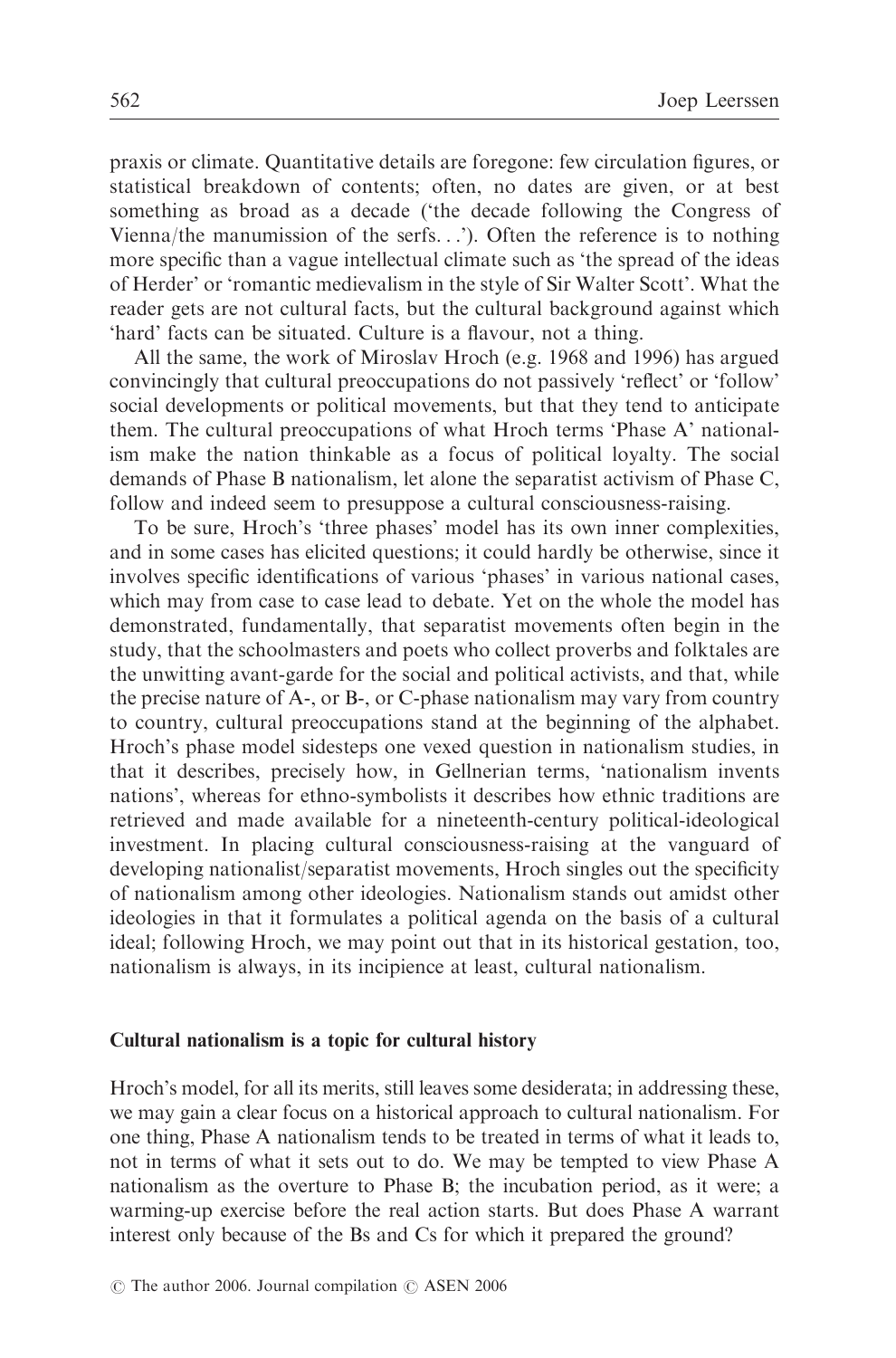praxis or climate. Quantitative details are foregone: few circulation figures, or statistical breakdown of contents; often, no dates are given, or at best something as broad as a decade ('the decade following the Congress of Vienna/the manumission of the serfs. . .'). Often the reference is to nothing more specific than a vague intellectual climate such as 'the spread of the ideas of Herder' or 'romantic medievalism in the style of Sir Walter Scott'. What the reader gets are not cultural facts, but the cultural background against which 'hard' facts can be situated. Culture is a flavour, not a thing.

All the same, the work of Miroslav Hroch (e.g. 1968 and 1996) has argued convincingly that cultural preoccupations do not passively 'reflect' or 'follow' social developments or political movements, but that they tend to anticipate them. The cultural preoccupations of what Hroch terms 'Phase A' nationalism make the nation thinkable as a focus of political loyalty. The social demands of Phase B nationalism, let alone the separatist activism of Phase C, follow and indeed seem to presuppose a cultural consciousness-raising.

To be sure, Hroch's 'three phases' model has its own inner complexities, and in some cases has elicited questions; it could hardly be otherwise, since it involves specific identifications of various 'phases' in various national cases, which may from case to case lead to debate. Yet on the whole the model has demonstrated, fundamentally, that separatist movements often begin in the study, that the schoolmasters and poets who collect proverbs and folktales are the unwitting avant-garde for the social and political activists, and that, while the precise nature of A-, or B-, or C-phase nationalism may vary from country to country, cultural preoccupations stand at the beginning of the alphabet. Hroch's phase model sidesteps one vexed question in nationalism studies, in that it describes, precisely how, in Gellnerian terms, 'nationalism invents nations', whereas for ethno-symbolists it describes how ethnic traditions are retrieved and made available for a nineteenth-century political-ideological investment. In placing cultural consciousness-raising at the vanguard of developing nationalist/separatist movements, Hroch singles out the specificity of nationalism among other ideologies. Nationalism stands out amidst other ideologies in that it formulates a political agenda on the basis of a cultural ideal; following Hroch, we may point out that in its historical gestation, too, nationalism is always, in its incipience at least, cultural nationalism.

## Cultural nationalism is a topic for cultural history

Hroch's model, for all its merits, still leaves some desiderata; in addressing these, we may gain a clear focus on a historical approach to cultural nationalism. For one thing, Phase A nationalism tends to be treated in terms of what it leads to, not in terms of what it sets out to do. We may be tempted to view Phase A nationalism as the overture to Phase B; the incubation period, as it were; a warming-up exercise before the real action starts. But does Phase A warrant interest only because of the Bs and Cs for which it prepared the ground?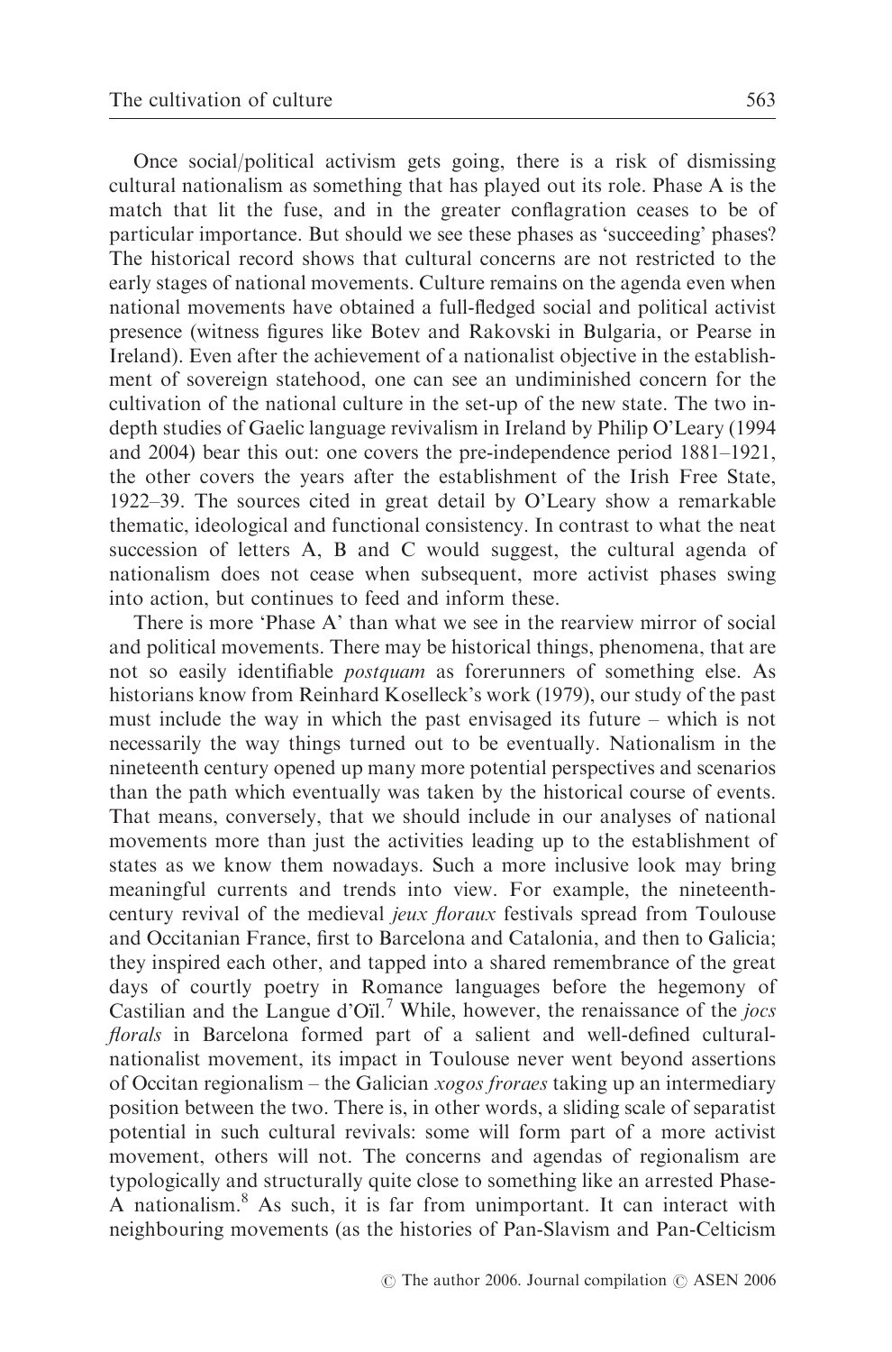Once social/political activism gets going, there is a risk of dismissing cultural nationalism as something that has played out its role. Phase A is the match that lit the fuse, and in the greater conflagration ceases to be of particular importance. But should we see these phases as 'succeeding' phases? The historical record shows that cultural concerns are not restricted to the early stages of national movements. Culture remains on the agenda even when national movements have obtained a full-fledged social and political activist presence (witness figures like Botev and Rakovski in Bulgaria, or Pearse in Ireland). Even after the achievement of a nationalist objective in the establishment of sovereign statehood, one can see an undiminished concern for the cultivation of the national culture in the set-up of the new state. The two in-depth studies of Gaelic language revivalism in Ireland by Philip O'Leary (1994 and 2004) bear this out: one covers the pre-independence period 1881–1921, the other covers the years after the establishment of the Irish Free State, 1922–39. The sources cited in great detail by O'Leary show a remarkable thematic, ideological and functional consistency. In contrast to what the neat succession of letters A, B and C would suggest, the cultural agenda of nationalism does not cease when subsequent, more activist phases swing into action, but continues to feed and inform these.

There is more 'Phase A' than what we see in the rearview mirror of social and political movements. There may be historical things, phenomena, that are not so easily identifiable *postquam* as forerunners of something else. As historians know from Reinhard Koselleck's work (1979), our study of the past must include the way in which the past envisaged its future – which is not necessarily the way things turned out to be eventually. Nationalism in the nineteenth century opened up many more potential perspectives and scenarios than the path which eventually was taken by the historical course of events. That means, conversely, that we should include in our analyses of national movements more than just the activities leading up to the establishment of states as we know them nowadays. Such a more inclusive look may bring meaningful currents and trends into view. For example, the nineteenth-century revival of the medieval *jeux floraux* festivals spread from Toulouse and Occitanian France, first to Barcelona and Catalonia, and then to Galicia; they inspired each other, and tapped into a shared remembrance of the great days of courtly poetry in Romance languages before the hegemony of Castilian and the Langue d'Oïl.[7] While, however, the renaissance of the *jocs florals* in Barcelona formed part of a salient and well-defined cultural-nationalist movement, its impact in Toulouse never went beyond assertions of Occitan regionalism – the Galician *xogos froraes* taking up an intermediary position between the two. There is, in other words, a sliding scale of separatist potential in such cultural revivals: some will form part of a more activist movement, others will not. The concerns and agendas of regionalism are typologically and structurally quite close to something like an arrested Phase-A nationalism.[8] As such, it is far from unimportant. It can interact with neighbouring movements (as the histories of Pan-Slavism and Pan-Celticism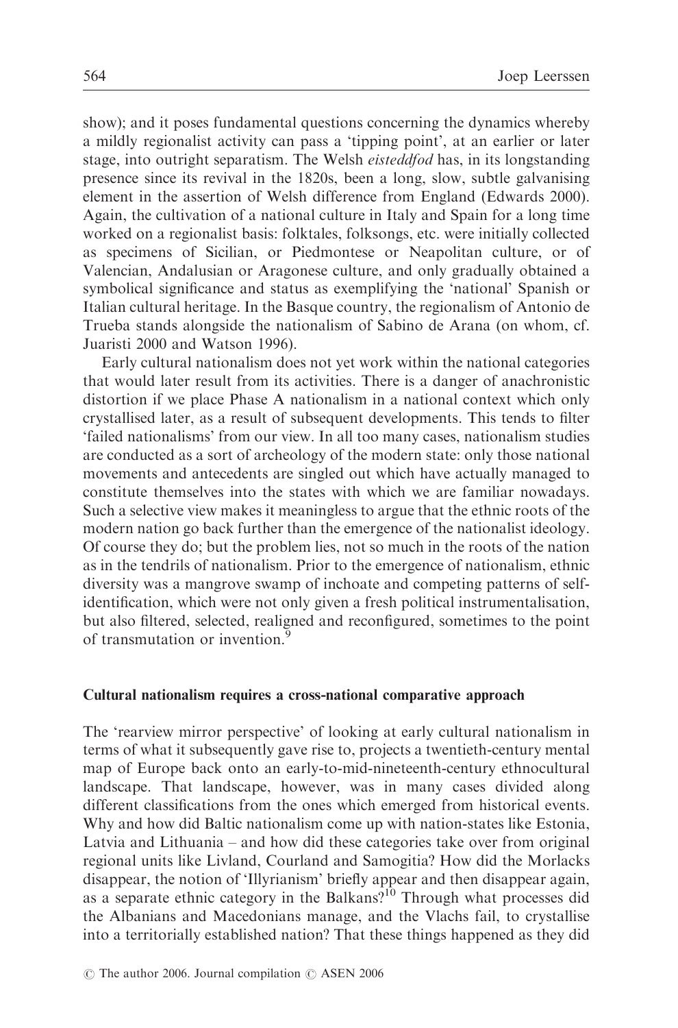show); and it poses fundamental questions concerning the dynamics whereby a mildly regionalist activity can pass a 'tipping point', at an earlier or later stage, into outright separatism. The Welsh *eisteddfod* has, in its longstanding presence since its revival in the 1820s, been a long, slow, subtle galvanising element in the assertion of Welsh difference from England (Edwards 2000). Again, the cultivation of a national culture in Italy and Spain for a long time worked on a regionalist basis: folktales, folksongs, etc. were initially collected as specimens of Sicilian, or Piedmontese or Neapolitan culture, or of Valencian, Andalusian or Aragonese culture, and only gradually obtained a symbolical significance and status as exemplifying the 'national' Spanish or Italian cultural heritage. In the Basque country, the regionalism of Antonio de Trueba stands alongside the nationalism of Sabino de Arana (on whom, cf. Juaristi 2000 and Watson 1996).

Early cultural nationalism does not yet work within the national categories that would later result from its activities. There is a danger of anachronistic distortion if we place Phase A nationalism in a national context which only crystallised later, as a result of subsequent developments. This tends to filter 'failed nationalisms' from our view. In all too many cases, nationalism studies are conducted as a sort of archeology of the modern state: only those national movements and antecedents are singled out which have actually managed to constitute themselves into the states with which we are familiar nowadays. Such a selective view makes it meaningless to argue that the ethnic roots of the modern nation go back further than the emergence of the nationalist ideology. Of course they do; but the problem lies, not so much in the roots of the nation as in the tendrils of nationalism. Prior to the emergence of nationalism, ethnic diversity was a mangrove swamp of inchoate and competing patterns of self-identification, which were not only given a fresh political instrumentalisation, but also filtered, selected, realigned and reconfigured, sometimes to the point of transmutation or invention.[9]

## Cultural nationalism requires a cross-national comparative approach

The 'rearview mirror perspective' of looking at early cultural nationalism in terms of what it subsequently gave rise to, projects a twentieth-century mental map of Europe back onto an early-to-mid-nineteenth-century ethnocultural landscape. That landscape, however, was in many cases divided along different classifications from the ones which emerged from historical events. Why and how did Baltic nationalism come up with nation-states like Estonia, Latvia and Lithuania – and how did these categories take over from original regional units like Livland, Courland and Samogitia? How did the Morlacks disappear, the notion of 'Illyrianism' briefly appear and then disappear again, as a separate ethnic category in the Balkans?[10] Through what processes did the Albanians and Macedonians manage, and the Vlachs fail, to crystallise into a territorially established nation? That these things happened as they did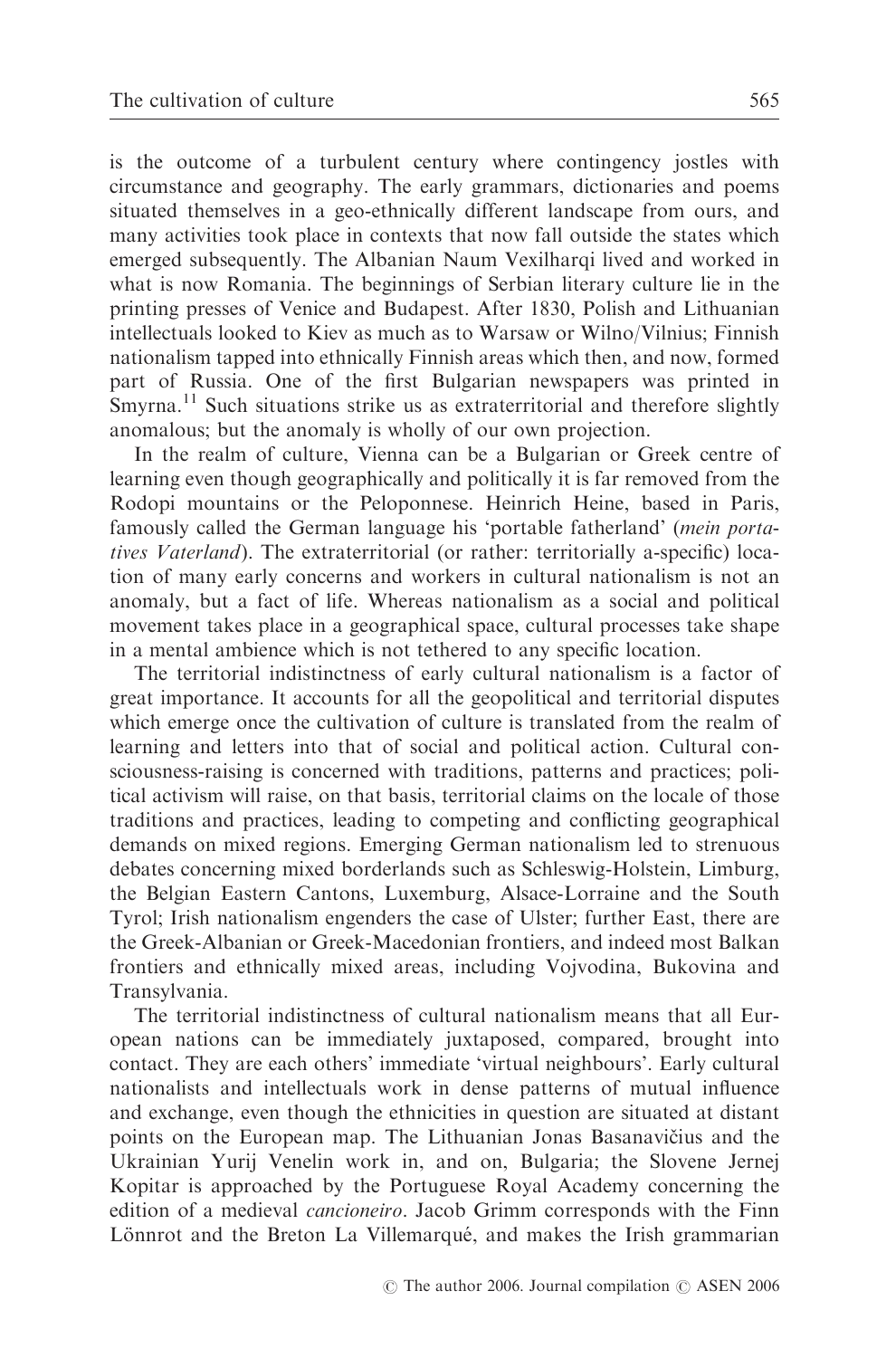is the outcome of a turbulent century where contingency jostles with circumstance and geography. The early grammars, dictionaries and poems situated themselves in a geo-ethnically different landscape from ours, and many activities took place in contexts that now fall outside the states which emerged subsequently. The Albanian Naum Vexilharqi lived and worked in what is now Romania. The beginnings of Serbian literary culture lie in the printing presses of Venice and Budapest. After 1830, Polish and Lithuanian intellectuals looked to Kiev as much as to Warsaw or Wilno/Vilnius; Finnish nationalism tapped into ethnically Finnish areas which then, and now, formed part of Russia. One of the first Bulgarian newspapers was printed in Smyrna.[11] Such situations strike us as extraterritorial and therefore slightly anomalous; but the anomaly is wholly of our own projection.

In the realm of culture, Vienna can be a Bulgarian or Greek centre of learning even though geographically and politically it is far removed from the Rodopi mountains or the Peloponnese. Heinrich Heine, based in Paris, famously called the German language his 'portable fatherland' (*mein portatives Vaterland*). The extraterritorial (or rather: territorially a-specific) location of many early concerns and workers in cultural nationalism is not an anomaly, but a fact of life. Whereas nationalism as a social and political movement takes place in a geographical space, cultural processes take shape in a mental ambience which is not tethered to any specific location.

The territorial indistinctness of early cultural nationalism is a factor of great importance. It accounts for all the geopolitical and territorial disputes which emerge once the cultivation of culture is translated from the realm of learning and letters into that of social and political action. Cultural consciousness-raising is concerned with traditions, patterns and practices; political activism will raise, on that basis, territorial claims on the locale of those traditions and practices, leading to competing and conflicting geographical demands on mixed regions. Emerging German nationalism led to strenuous debates concerning mixed borderlands such as Schleswig-Holstein, Limburg, the Belgian Eastern Cantons, Luxemburg, Alsace-Lorraine and the South Tyrol; Irish nationalism engenders the case of Ulster; further East, there are the Greek-Albanian or Greek-Macedonian frontiers, and indeed most Balkan frontiers and ethnically mixed areas, including Vojvodina, Bukovina and Transylvania.

The territorial indistinctness of cultural nationalism means that all European nations can be immediately juxtaposed, compared, brought into contact. They are each others' immediate 'virtual neighbours'. Early cultural nationalists and intellectuals work in dense patterns of mutual influence and exchange, even though the ethnicities in question are situated at distant points on the European map. The Lithuanian Jonas Basanavičius and the Ukrainian Yurij Venelin work in, and on, Bulgaria; the Slovene Jernej Kopitar is approached by the Portuguese Royal Academy concerning the edition of a medieval *cancioneiro*. Jacob Grimm corresponds with the Finn Lönnrot and the Breton La Villemarqué, and makes the Irish grammarian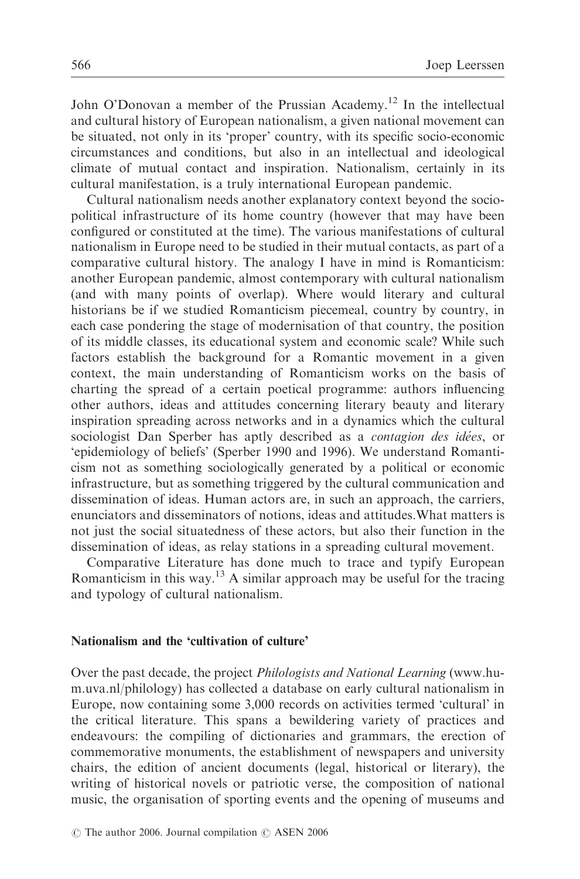John O'Donovan a member of the Prussian Academy.[12] In the intellectual and cultural history of European nationalism, a given national movement can be situated, not only in its 'proper' country, with its specific socio-economic circumstances and conditions, but also in an intellectual and ideological climate of mutual contact and inspiration. Nationalism, certainly in its cultural manifestation, is a truly international European pandemic.

Cultural nationalism needs another explanatory context beyond the socio-political infrastructure of its home country (however that may have been configured or constituted at the time). The various manifestations of cultural nationalism in Europe need to be studied in their mutual contacts, as part of a comparative cultural history. The analogy I have in mind is Romanticism: another European pandemic, almost contemporary with cultural nationalism (and with many points of overlap). Where would literary and cultural historians be if we studied Romanticism piecemeal, country by country, in each case pondering the stage of modernisation of that country, the position of its middle classes, its educational system and economic scale? While such factors establish the background for a Romantic movement in a given context, the main understanding of Romanticism works on the basis of charting the spread of a certain poetical programme: authors influencing other authors, ideas and attitudes concerning literary beauty and literary inspiration spreading across networks and in a dynamics which the cultural sociologist Dan Sperber has aptly described as a *contagion des idées*, or 'epidemiology of beliefs' (Sperber 1990 and 1996). We understand Romanticism not as something sociologically generated by a political or economic infrastructure, but as something triggered by the cultural communication and dissemination of ideas. Human actors are, in such an approach, the carriers, enunciators and disseminators of notions, ideas and attitudes. What matters is not just the social situatedness of these actors, but also their function in the dissemination of ideas, as relay stations in a spreading cultural movement.

Comparative Literature has done much to trace and typify European Romanticism in this way.[13] A similar approach may be useful for the tracing and typology of cultural nationalism.

## Nationalism and the 'cultivation of culture'

Over the past decade, the project *Philologists and National Learning* (www.hum.uva.nl/philology) has collected a database on early cultural nationalism in Europe, now containing some 3,000 records on activities termed 'cultural' in the critical literature. This spans a bewildering variety of practices and endeavours: the compiling of dictionaries and grammars, the erection of commemorative monuments, the establishment of newspapers and university chairs, the edition of ancient documents (legal, historical or literary), the writing of historical novels or patriotic verse, the composition of national music, the organisation of sporting events and the opening of museums and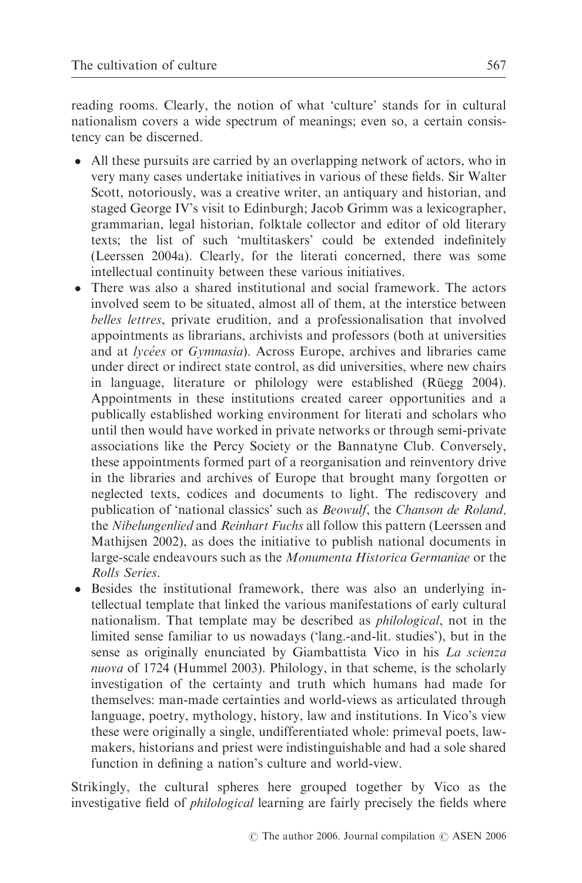reading rooms. Clearly, the notion of what 'culture' stands for in cultural nationalism covers a wide spectrum of meanings; even so, a certain consistency can be discerned.

- All these pursuits are carried by an overlapping network of actors, who in very many cases undertake initiatives in various of these fields. Sir Walter Scott, notoriously, was a creative writer, an antiquary and historian, and staged George IV's visit to Edinburgh; Jacob Grimm was a lexicographer, grammarian, legal historian, folktale collector and editor of old literary texts; the list of such 'multitaskers' could be extended indefinitely (Leerssen 2004a). Clearly, for the literati concerned, there was some intellectual continuity between these various initiatives.
- There was also a shared institutional and social framework. The actors involved seem to be situated, almost all of them, at the interstice between *belles lettres*, private erudition, and a professionalisation that involved appointments as librarians, archivists and professors (both at universities and at *lycées* or *Gymnasia*). Across Europe, archives and libraries came under direct or indirect state control, as did universities, where new chairs in language, literature or philology were established (Rüegg 2004). Appointments in these institutions created career opportunities and a publically established working environment for literati and scholars who until then would have worked in private networks or through semi-private associations like the Percy Society or the Bannatyne Club. Conversely, these appointments formed part of a reorganisation and reinventory drive in the libraries and archives of Europe that brought many forgotten or neglected texts, codices and documents to light. The rediscovery and publication of 'national classics' such as *Beowulf*, the *Chanson de Roland,* the *Nibelungenlied* and *Reinhart Fuchs* all follow this pattern (Leerssen and Mathijsen 2002), as does the initiative to publish national documents in large-scale endeavours such as the *Monumenta Historica Germaniae* or the *Rolls Series*.
- Besides the institutional framework, there was also an underlying intellectual template that linked the various manifestations of early cultural nationalism. That template may be described as *philological*, not in the limited sense familiar to us nowadays ('lang.-and-lit. studies'), but in the sense as originally enunciated by Giambattista Vico in his *La scienza nuova* of 1724 (Hummel 2003). Philology, in that scheme, is the scholarly investigation of the certainty and truth which humans had made for themselves: man-made certainties and world-views as articulated through language, poetry, mythology, history, law and institutions. In Vico's view these were originally a single, undifferentiated whole: primeval poets, lawmakers, historians and priest were indistinguishable and had a sole shared function in defining a nation's culture and world-view.

Strikingly, the cultural spheres here grouped together by Vico as the investigative field of *philological* learning are fairly precisely the fields where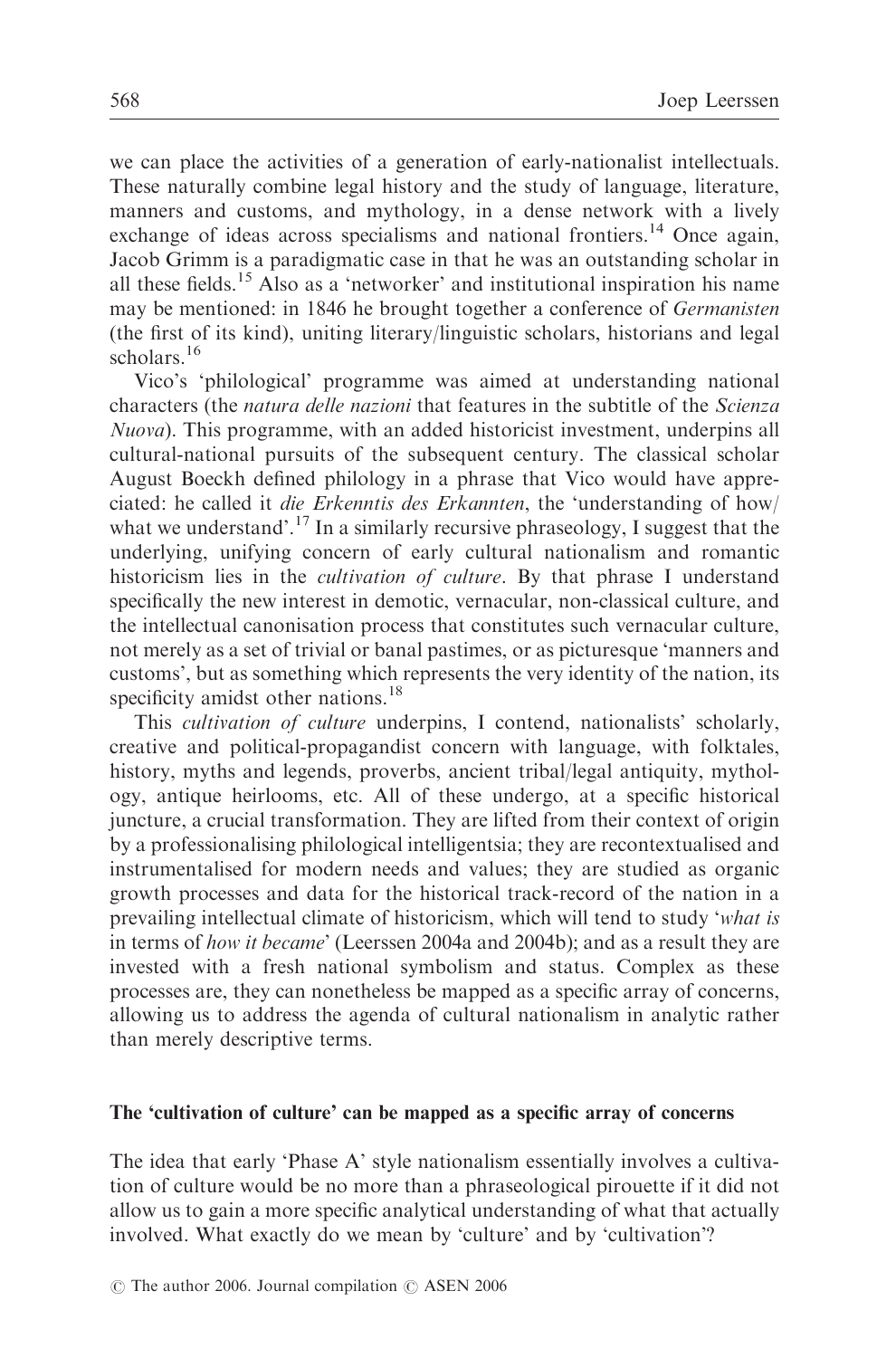we can place the activities of a generation of early-nationalist intellectuals. These naturally combine legal history and the study of language, literature, manners and customs, and mythology, in a dense network with a lively exchange of ideas across specialisms and national frontiers.[14] Once again, Jacob Grimm is a paradigmatic case in that he was an outstanding scholar in all these fields.[15] Also as a 'networker' and institutional inspiration his name may be mentioned: in 1846 he brought together a conference of *Germanisten* (the first of its kind), uniting literary/linguistic scholars, historians and legal scholars.[16]

Vico's 'philological' programme was aimed at understanding national characters (the *natura delle nazioni* that features in the subtitle of the *Scienza Nuova*). This programme, with an added historicist investment, underpins all cultural-national pursuits of the subsequent century. The classical scholar August Boeckh defined philology in a phrase that Vico would have appreciated: he called it *die Erkenntis des Erkannten*, the 'understanding of how/what we understand'.[17] In a similarly recursive phraseology, I suggest that the underlying, unifying concern of early cultural nationalism and romantic historicism lies in the *cultivation of culture*. By that phrase I understand specifically the new interest in demotic, vernacular, non-classical culture, and the intellectual canonisation process that constitutes such vernacular culture, not merely as a set of trivial or banal pastimes, or as picturesque 'manners and customs', but as something which represents the very identity of the nation, its specificity amidst other nations.[18]

This *cultivation of culture* underpins, I contend, nationalists' scholarly, creative and political-propagandist concern with language, with folktales, history, myths and legends, proverbs, ancient tribal/legal antiquity, mythology, antique heirlooms, etc. All of these undergo, at a specific historical juncture, a crucial transformation. They are lifted from their context of origin by a professionalising philological intelligentsia; they are recontextualised and instrumentalised for modern needs and values; they are studied as organic growth processes and data for the historical track-record of the nation in a prevailing intellectual climate of historicism, which will tend to study '*what is* in terms of *how it became*' (Leerssen 2004a and 2004b); and as a result they are invested with a fresh national symbolism and status. Complex as these processes are, they can nonetheless be mapped as a specific array of concerns, allowing us to address the agenda of cultural nationalism in analytic rather than merely descriptive terms.

### The 'cultivation of culture' can be mapped as a specific array of concerns

The idea that early 'Phase A' style nationalism essentially involves a cultivation of culture would be no more than a phraseological pirouette if it did not allow us to gain a more specific analytical understanding of what that actually involved. What exactly do we mean by 'culture' and by 'cultivation'?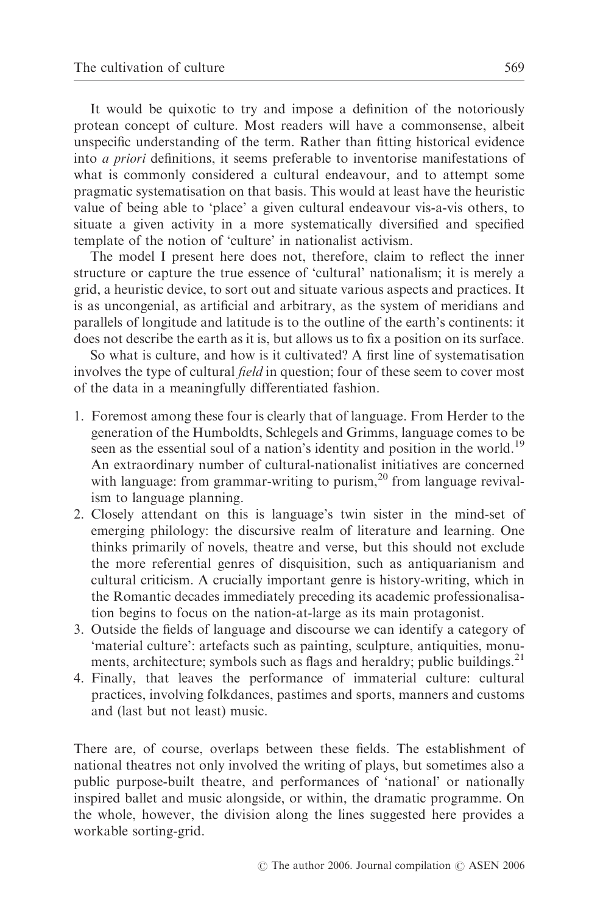It would be quixotic to try and impose a definition of the notoriously protean concept of culture. Most readers will have a commonsense, albeit unspecific understanding of the term. Rather than fitting historical evidence into *a priori* definitions, it seems preferable to inventorise manifestations of what is commonly considered a cultural endeavour, and to attempt some pragmatic systematisation on that basis. This would at least have the heuristic value of being able to 'place' a given cultural endeavour vis-a-vis others, to situate a given activity in a more systematically diversified and specified template of the notion of 'culture' in nationalist activism.

The model I present here does not, therefore, claim to reflect the inner structure or capture the true essence of 'cultural' nationalism; it is merely a grid, a heuristic device, to sort out and situate various aspects and practices. It is as uncongenial, as artificial and arbitrary, as the system of meridians and parallels of longitude and latitude is to the outline of the earth's continents: it does not describe the earth as it is, but allows us to fix a position on its surface.

So what is culture, and how is it cultivated? A first line of systematisation involves the type of cultural *field* in question; four of these seem to cover most of the data in a meaningfully differentiated fashion.

1. Foremost among these four is clearly that of language. From Herder to the generation of the Humboldts, Schlegels and Grimms, language comes to be seen as the essential soul of a nation's identity and position in the world.[19] An extraordinary number of cultural-nationalist initiatives are concerned with language: from grammar-writing to purism,[20] from language revivalism to language planning.
2. Closely attendant on this is language's twin sister in the mind-set of emerging philology: the discursive realm of literature and learning. One thinks primarily of novels, theatre and verse, but this should not exclude the more referential genres of disquisition, such as antiquarianism and cultural criticism. A crucially important genre is history-writing, which in the Romantic decades immediately preceding its academic professionalisation begins to focus on the nation-at-large as its main protagonist.
3. Outside the fields of language and discourse we can identify a category of 'material culture': artefacts such as painting, sculpture, antiquities, monuments, architecture; symbols such as flags and heraldry; public buildings.[21]
4. Finally, that leaves the performance of immaterial culture: cultural practices, involving folkdances, pastimes and sports, manners and customs and (last but not least) music.

There are, of course, overlaps between these fields. The establishment of national theatres not only involved the writing of plays, but sometimes also a public purpose-built theatre, and performances of 'national' or nationally inspired ballet and music alongside, or within, the dramatic programme. On the whole, however, the division along the lines suggested here provides a workable sorting-grid.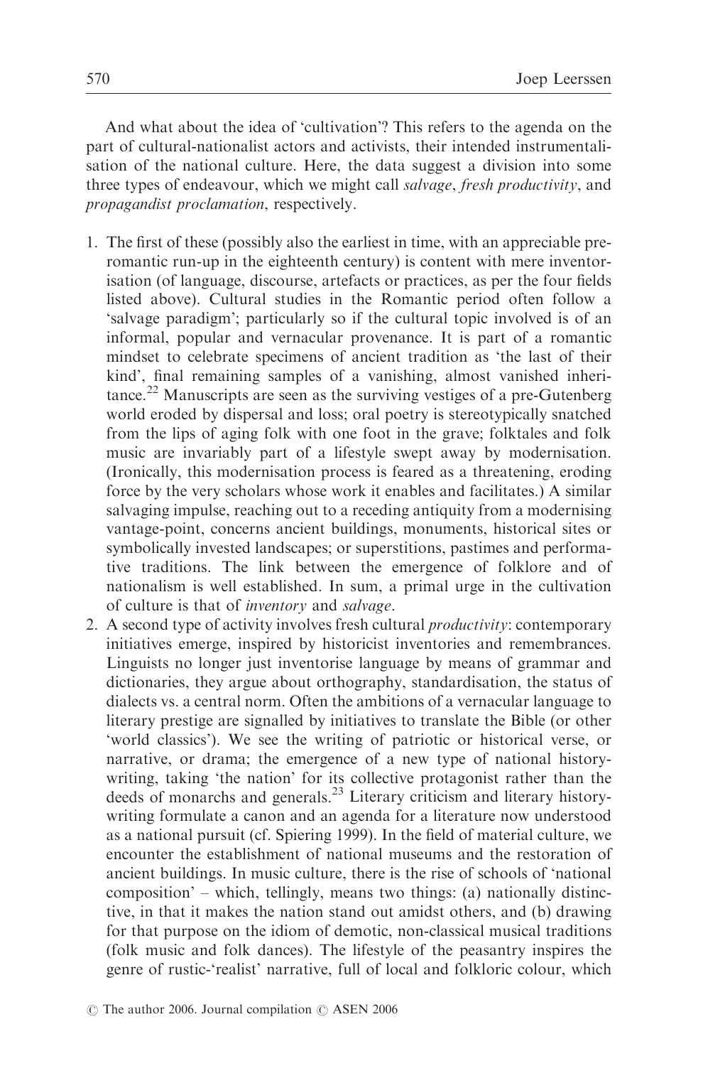And what about the idea of 'cultivation'? This refers to the agenda on the part of cultural-nationalist actors and activists, their intended instrumentalisation of the national culture. Here, the data suggest a division into some three types of endeavour, which we might call *salvage*, *fresh productivity*, and *propagandist proclamation*, respectively.

1. The first of these (possibly also the earliest in time, with an appreciable pre-romantic run-up in the eighteenth century) is content with mere inventorisation (of language, discourse, artefacts or practices, as per the four fields listed above). Cultural studies in the Romantic period often follow a 'salvage paradigm'; particularly so if the cultural topic involved is of an informal, popular and vernacular provenance. It is part of a romantic mindset to celebrate specimens of ancient tradition as 'the last of their kind', final remaining samples of a vanishing, almost vanished inheritance.[22] Manuscripts are seen as the surviving vestiges of a pre-Gutenberg world eroded by dispersal and loss; oral poetry is stereotypically snatched from the lips of aging folk with one foot in the grave; folktales and folk music are invariably part of a lifestyle swept away by modernisation. (Ironically, this modernisation process is feared as a threatening, eroding force by the very scholars whose work it enables and facilitates.) A similar salvaging impulse, reaching out to a receding antiquity from a modernising vantage-point, concerns ancient buildings, monuments, historical sites or symbolically invested landscapes; or superstitions, pastimes and performative traditions. The link between the emergence of folklore and of nationalism is well established. In sum, a primal urge in the cultivation of culture is that of *inventory* and *salvage*.
2. A second type of activity involves fresh cultural *productivity*: contemporary initiatives emerge, inspired by historicist inventories and remembrances. Linguists no longer just inventorise language by means of grammar and dictionaries, they argue about orthography, standardisation, the status of dialects vs. a central norm. Often the ambitions of a vernacular language to literary prestige are signalled by initiatives to translate the Bible (or other 'world classics'). We see the writing of patriotic or historical verse, or narrative, or drama; the emergence of a new type of national history-writing, taking 'the nation' for its collective protagonist rather than the deeds of monarchs and generals.[23] Literary criticism and literary history-writing formulate a canon and an agenda for a literature now understood as a national pursuit (cf. Spiering 1999). In the field of material culture, we encounter the establishment of national museums and the restoration of ancient buildings. In music culture, there is the rise of schools of 'national composition' – which, tellingly, means two things: (a) nationally distinctive, in that it makes the nation stand out amidst others, and (b) drawing for that purpose on the idiom of demotic, non-classical musical traditions (folk music and folk dances). The lifestyle of the peasantry inspires the genre of rustic-'realist' narrative, full of local and folkloric colour, which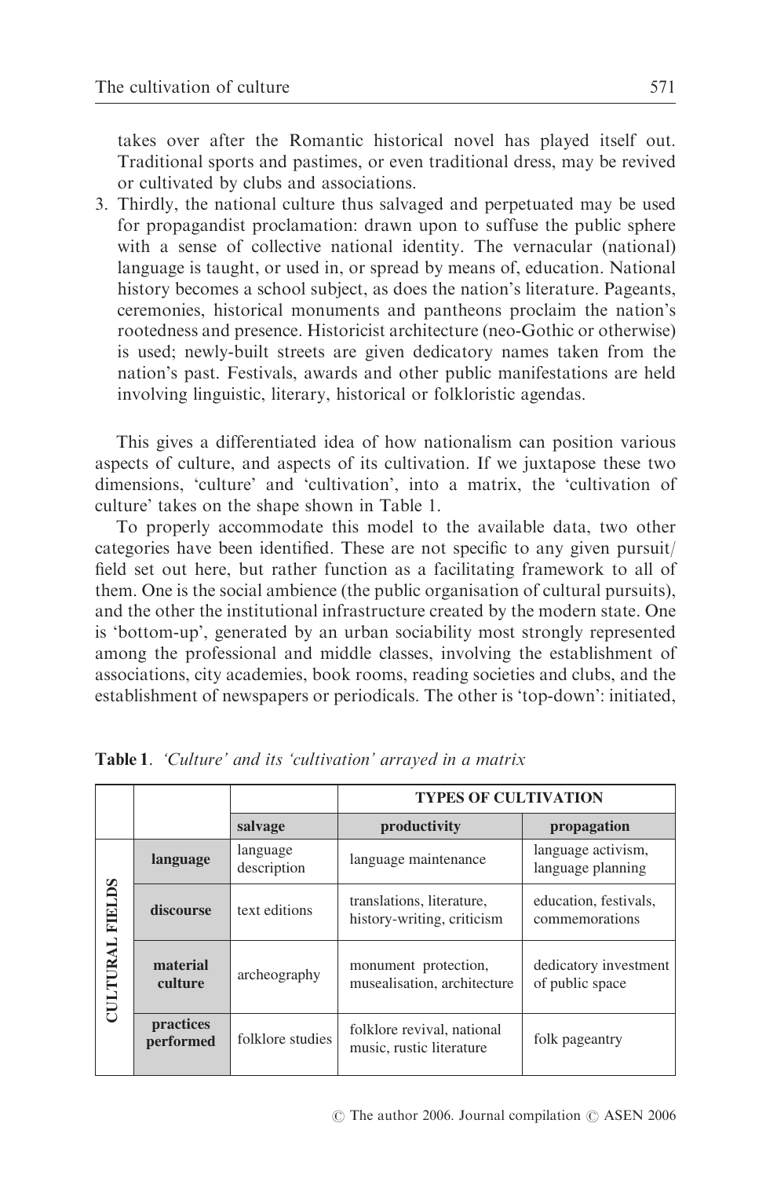takes over after the Romantic historical novel has played itself out. Traditional sports and pastimes, or even traditional dress, may be revived or cultivated by clubs and associations.

3. Thirdly, the national culture thus salvaged and perpetuated may be used for propagandist proclamation: drawn upon to suffuse the public sphere with a sense of collective national identity. The vernacular (national) language is taught, or used in, or spread by means of, education. National history becomes a school subject, as does the nation's literature. Pageants, ceremonies, historical monuments and pantheons proclaim the nation's rootedness and presence. Historicist architecture (neo-Gothic or otherwise) is used; newly-built streets are given dedicatory names taken from the nation's past. Festivals, awards and other public manifestations are held involving linguistic, literary, historical or folkloristic agendas.

This gives a differentiated idea of how nationalism can position various aspects of culture, and aspects of its cultivation. If we juxtapose these two dimensions, 'culture' and 'cultivation', into a matrix, the 'cultivation of culture' takes on the shape shown in Table 1.

To properly accommodate this model to the available data, two other categories have been identified. These are not specific to any given pursuit/field set out here, but rather function as a facilitating framework to all of them. One is the social ambience (the public organisation of cultural pursuits), and the other the institutional infrastructure created by the modern state. One is 'bottom-up', generated by an urban sociability most strongly represented among the professional and middle classes, involving the establishment of associations, city academies, book rooms, reading societies and clubs, and the establishment of newspapers or periodicals. The other is 'top-down': initiated,

**Table 1**. *'Culture' and its 'cultivation' arrayed in a matrix*

| | | | **TYPES OF CULTIVATION** | |
|---|---|---|---|---|
| | | **salvage** | **productivity** | **propagation** |
| **CULTURAL FIELDS** | **language** | language description | language maintenance | language activism, language planning |
| | **discourse** | text editions | translations, literature, history-writing, criticism | education, festivals, commemorations |
| | **material culture** | archeography | monument protection, musealisation, architecture | dedicatory investment of public space |
| | **practices performed** | folklore studies | folklore revival, national music, rustic literature | folk pageantry |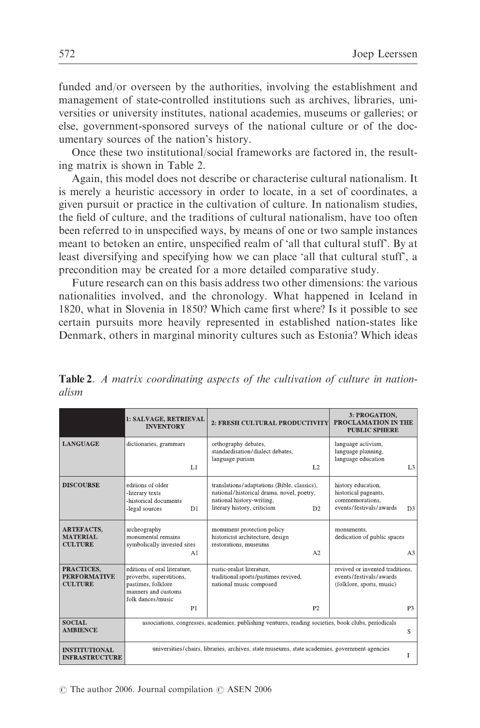funded and/or overseen by the authorities, involving the establishment and management of state-controlled institutions such as archives, libraries, universities or university institutes, national academies, museums or galleries; or else, government-sponsored surveys of the national culture or of the documentary sources of the nation's history.

Once these two institutional/social frameworks are factored in, the resulting matrix is shown in Table 2.

Again, this model does not describe or characterise cultural nationalism. It is merely a heuristic accessory in order to locate, in a set of coordinates, a given pursuit or practice in the cultivation of culture. In nationalism studies, the field of culture, and the traditions of cultural nationalism, have too often been referred to in unspecified ways, by means of one or two sample instances meant to betoken an entire, unspecified realm of 'all that cultural stuff'. By at least diversifying and specifying how we can place 'all that cultural stuff', a precondition may be created for a more detailed comparative study.

Future research can on this basis address two other dimensions: the various nationalities involved, and the chronology. What happened in Iceland in 1820, what in Slovenia in 1850? Which came first where? Is it possible to see certain pursuits more heavily represented in established nation-states like Denmark, others in marginal minority cultures such as Estonia? Which ideas

**Table 2**. *A matrix coordinating aspects of the cultivation of culture in nationalism*

| | 1: SALVAGE, RETRIEVAL INVENTORY | 2: FRESH CULTURAL PRODUCTIVITY | 3: PROGATION, PROCLAMATION IN THE PUBLIC SPHERE |
|---|---|---|---|
| **LANGUAGE** | dictionaries, grammars L1 | orthography debates, standardisation/dialect debates, language purism L2 | language activism, language planning, language education L3 |
| **DISCOURSE** | editions of older -literary texts -historical documents -legal sources D1 | translations/adaptations (Bible, classics), national/historical drama, novel, poetry, national history-writing, literary history, criticism D2 | history education, historical pageants, commemorations, events/festivals/awards D3 |
| **ARTEFACTS, MATERIAL CULTURE** | archeography monumental remains symbolically invested sites A1 | monument protection policy historicist architecture, design restorations, museums A2 | monuments, dedication of public spaces A3 |
| **PRACTICES, PERFORMATIVE CULTURE** | editions of oral literature, proverbs, superstitions, pastimes, folklore manners and customs folk dances/music P1 | rustic-realist literature, traditional sports/pastimes revived, national music composed P2 | revived or invented traditions, events/festivals/awards (folklore, sports, music) P3 |
| **SOCIAL AMBIENCE** | associations, congresses, academies; publishing ventures, reading societies, book clubs, periodicals S | | |
| **INSTITUTIONAL INFRASTRUCTURE** | universities/chairs, libraries, archives, state museums, state academies, government agencies I | | |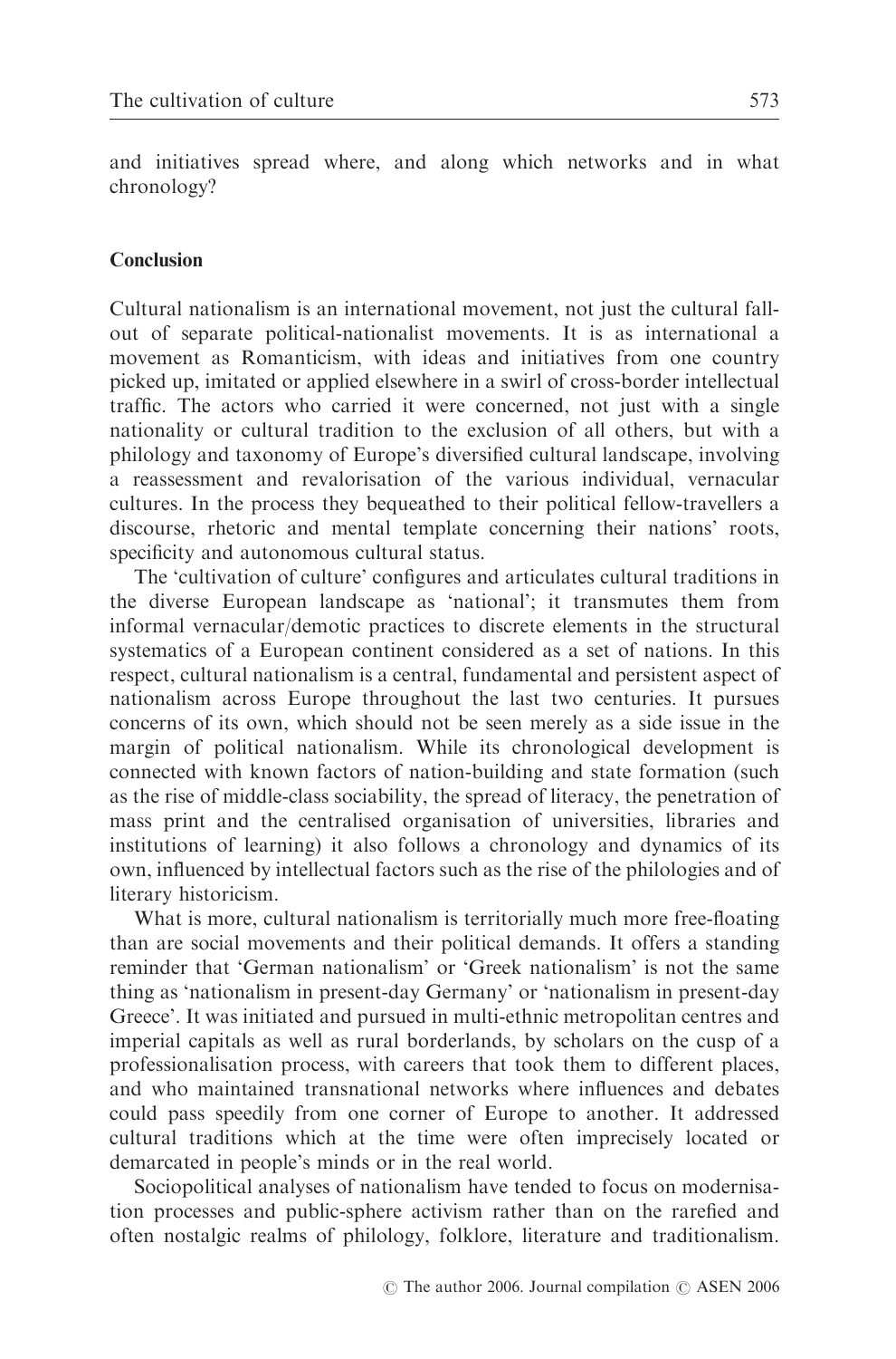and initiatives spread where, and along which networks and in what chronology?

## Conclusion

Cultural nationalism is an international movement, not just the cultural fall-out of separate political-nationalist movements. It is as international a movement as Romanticism, with ideas and initiatives from one country picked up, imitated or applied elsewhere in a swirl of cross-border intellectual traffic. The actors who carried it were concerned, not just with a single nationality or cultural tradition to the exclusion of all others, but with a philology and taxonomy of Europe's diversified cultural landscape, involving a reassessment and revalorisation of the various individual, vernacular cultures. In the process they bequeathed to their political fellow-travellers a discourse, rhetoric and mental template concerning their nations' roots, specificity and autonomous cultural status.

The 'cultivation of culture' configures and articulates cultural traditions in the diverse European landscape as 'national'; it transmutes them from informal vernacular/demotic practices to discrete elements in the structural systematics of a European continent considered as a set of nations. In this respect, cultural nationalism is a central, fundamental and persistent aspect of nationalism across Europe throughout the last two centuries. It pursues concerns of its own, which should not be seen merely as a side issue in the margin of political nationalism. While its chronological development is connected with known factors of nation-building and state formation (such as the rise of middle-class sociability, the spread of literacy, the penetration of mass print and the centralised organisation of universities, libraries and institutions of learning) it also follows a chronology and dynamics of its own, influenced by intellectual factors such as the rise of the philologies and of literary historicism.

What is more, cultural nationalism is territorially much more free-floating than are social movements and their political demands. It offers a standing reminder that 'German nationalism' or 'Greek nationalism' is not the same thing as 'nationalism in present-day Germany' or 'nationalism in present-day Greece'. It was initiated and pursued in multi-ethnic metropolitan centres and imperial capitals as well as rural borderlands, by scholars on the cusp of a professionalisation process, with careers that took them to different places, and who maintained transnational networks where influences and debates could pass speedily from one corner of Europe to another. It addressed cultural traditions which at the time were often imprecisely located or demarcated in people's minds or in the real world.

Sociopolitical analyses of nationalism have tended to focus on modernisation processes and public-sphere activism rather than on the rarefied and often nostalgic realms of philology, folklore, literature and traditionalism.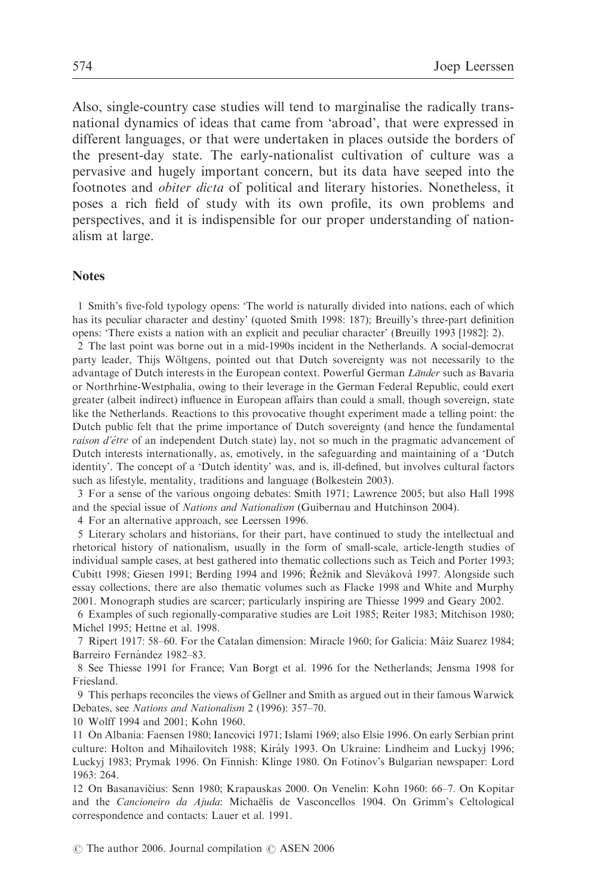Also, single-country case studies will tend to marginalise the radically transnational dynamics of ideas that came from 'abroad', that were expressed in different languages, or that were undertaken in places outside the borders of the present-day state. The early-nationalist cultivation of culture was a pervasive and hugely important concern, but its data have seeped into the footnotes and *obiter dicta* of political and literary histories. Nonetheless, it poses a rich field of study with its own profile, its own problems and perspectives, and it is indispensible for our proper understanding of nationalism at large.

## Notes

1 Smith's five-fold typology opens: 'The world is naturally divided into nations, each of which has its peculiar character and destiny' (quoted Smith 1998: 187); Breuilly's three-part definition opens: 'There exists a nation with an explicit and peculiar character' (Breuilly 1993 [1982]: 2).

2 The last point was borne out in a mid-1990s incident in the Netherlands. A social-democrat party leader, Thijs Wöltgens, pointed out that Dutch sovereignty was not necessarily to the advantage of Dutch interests in the European context. Powerful German *Länder* such as Bavaria or Northrhine-Westphalia, owing to their leverage in the German Federal Republic, could exert greater (albeit indirect) influence in European affairs than could a small, though sovereign, state like the Netherlands. Reactions to this provocative thought experiment made a telling point: the Dutch public felt that the prime importance of Dutch sovereignty (and hence the fundamental *raison d'être* of an independent Dutch state) lay, not so much in the pragmatic advancement of Dutch interests internationally, as, emotively, in the safeguarding and maintaining of a 'Dutch identity'. The concept of a 'Dutch identity' was, and is, ill-defined, but involves cultural factors such as lifestyle, mentality, traditions and language (Bolkestein 2003).

3 For a sense of the various ongoing debates: Smith 1971; Lawrence 2005; but also Hall 1998 and the special issue of *Nations and Nationalism* (Guibernau and Hutchinson 2004).

4 For an alternative approach, see Leerssen 1996.

5 Literary scholars and historians, for their part, have continued to study the intellectual and rhetorical history of nationalism, usually in the form of small-scale, article-length studies of individual sample cases, at best gathered into thematic collections such as Teich and Porter 1993; Cubitt 1998; Giesen 1991; Berding 1994 and 1996; Řežník and Sleváková 1997. Alongside such essay collections, there are also thematic volumes such as Flacke 1998 and White and Murphy 2001. Monograph studies are scarcer; particularly inspiring are Thiesse 1999 and Geary 2002.

6 Examples of such regionally-comparative studies are Loit 1985; Reiter 1983; Mitchison 1980; Michel 1995; Hettne et al. 1998.

7 Ripert 1917: 58–60. For the Catalan dimension: Miracle 1960; for Galicia: Máiz Suarez 1984; Barreiro Fernández 1982–83.

8 See Thiesse 1991 for France; Van Borgt et al. 1996 for the Netherlands; Jensma 1998 for Friesland.

9 This perhaps reconciles the views of Gellner and Smith as argued out in their famous Warwick Debates, see *Nations and Nationalism* 2 (1996): 357–70.

10 Wolff 1994 and 2001; Kohn 1960.

11 On Albania: Faensen 1980; Iancovici 1971; Islami 1969; also Elsie 1996. On early Serbian print culture: Holton and Mihailovitch 1988; Király 1993. On Ukraine: Lindheim and Luckyj 1996; Luckyj 1983; Prymak 1996. On Finnish: Klinge 1980. On Fotinov's Bulgarian newspaper: Lord 1963: 264.

12 On Basanavičius: Senn 1980; Krapauskas 2000. On Venelin: Kohn 1960: 66–7. On Kopitar and the *Cancioneiro da Ajuda*: Michaëlis de Vasconcellos 1904. On Grimm's Celtological correspondence and contacts: Lauer et al. 1991.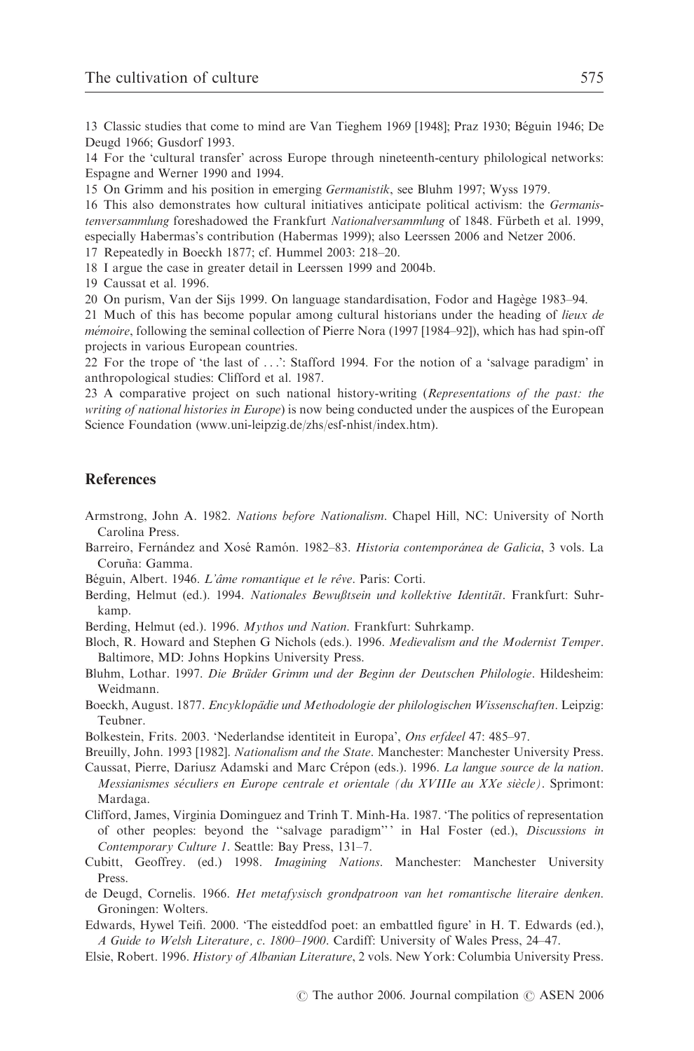13 Classic studies that come to mind are Van Tieghem 1969 [1948]; Praz 1930; Béguin 1946; De Deugd 1966; Gusdorf 1993.

14 For the 'cultural transfer' across Europe through nineteenth-century philological networks: Espagne and Werner 1990 and 1994.

15 On Grimm and his position in emerging *Germanistik*, see Bluhm 1997; Wyss 1979.

16 This also demonstrates how cultural initiatives anticipate political activism: the *Germanistenversammlung* foreshadowed the Frankfurt *Nationalversammlung* of 1848. Fürbeth et al. 1999, especially Habermas's contribution (Habermas 1999); also Leerssen 2006 and Netzer 2006.

17 Repeatedly in Boeckh 1877; cf. Hummel 2003: 218–20.

18 I argue the case in greater detail in Leerssen 1999 and 2004b.

19 Caussat et al. 1996.

20 On purism, Van der Sijs 1999. On language standardisation, Fodor and Hagège 1983–94.

21 Much of this has become popular among cultural historians under the heading of *lieux de mémoire*, following the seminal collection of Pierre Nora (1997 [1984–92]), which has had spin-off projects in various European countries.

22 For the trope of 'the last of . . .': Stafford 1994. For the notion of a 'salvage paradigm' in anthropological studies: Clifford et al. 1987.

23 A comparative project on such national history-writing (*Representations of the past: the writing of national histories in Europe*) is now being conducted under the auspices of the European Science Foundation (www.uni-leipzig.de/zhs/esf-nhist/index.htm).

## References

Armstrong, John A. 1982. *Nations before Nationalism*. Chapel Hill, NC: University of North Carolina Press.

Barreiro, Fernández and Xosé Ramón. 1982–83. *Historia contemporánea de Galicia*, 3 vols. La Coruña: Gamma.

Béguin, Albert. 1946. *L'âme romantique et le rêve*. Paris: Corti.

Berding, Helmut (ed.). 1994. *Nationales Bewußtsein und kollektive Identität*. Frankfurt: Suhrkamp.

Berding, Helmut (ed.). 1996. *Mythos und Nation*. Frankfurt: Suhrkamp.

Bloch, R. Howard and Stephen G Nichols (eds.). 1996. *Medievalism and the Modernist Temper*. Baltimore, MD: Johns Hopkins University Press.

Bluhm, Lothar. 1997. *Die Brüder Grimm und der Beginn der Deutschen Philologie*. Hildesheim: Weidmann.

Boeckh, August. 1877. *Encyklopädie und Methodologie der philologischen Wissenschaften*. Leipzig: Teubner.

Bolkestein, Frits. 2003. 'Nederlandse identiteit in Europa', *Ons erfdeel* 47: 485–97.

Breuilly, John. 1993 [1982]. *Nationalism and the State*. Manchester: Manchester University Press.

Caussat, Pierre, Dariusz Adamski and Marc Crépon (eds.). 1996. *La langue source de la nation. Messianismes séculiers en Europe centrale et orientale (du XVIIIe au XXe siècle)*. Sprimont: Mardaga.

Clifford, James, Virginia Dominguez and Trinh T. Minh-Ha. 1987. 'The politics of representation of other peoples: beyond the "salvage paradigm"' in Hal Foster (ed.), *Discussions in Contemporary Culture 1*. Seattle: Bay Press, 131–7.

Cubitt, Geoffrey. (ed.) 1998. *Imagining Nations*. Manchester: Manchester University Press.

de Deugd, Cornelis. 1966. *Het metafysisch grondpatroon van het romantische literaire denken*. Groningen: Wolters.

Edwards, Hywel Teifi. 2000. 'The eisteddfod poet: an embattled figure' in H. T. Edwards (ed.), *A Guide to Welsh Literature, c. 1800–1900*. Cardiff: University of Wales Press, 24–47.

Elsie, Robert. 1996. *History of Albanian Literature*, 2 vols. New York: Columbia University Press.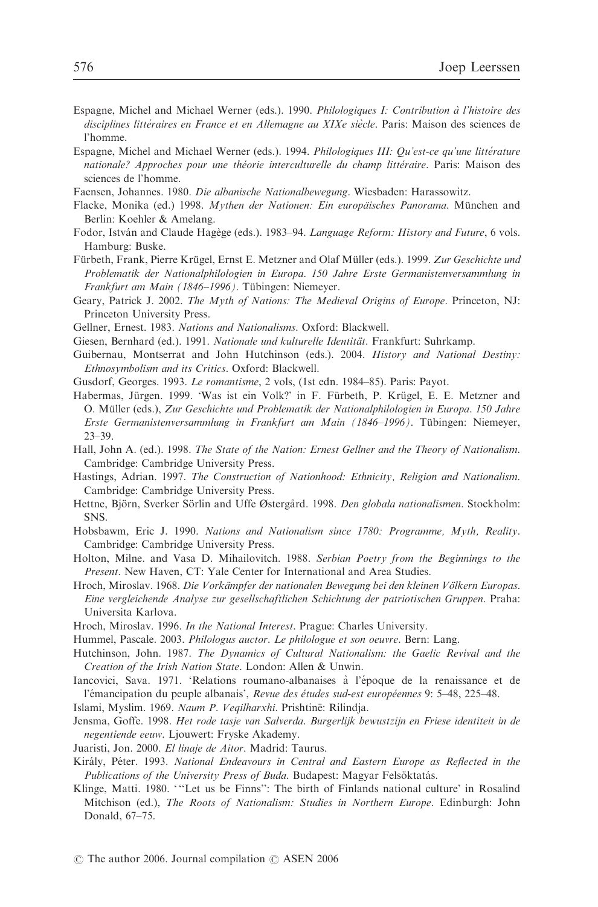Espagne, Michel and Michael Werner (eds.). 1990. *Philologiques I: Contribution à l'histoire des disciplines littéraires en France et en Allemagne au XIXe siècle*. Paris: Maison des sciences de l'homme.

Espagne, Michel and Michael Werner (eds.). 1994. *Philologiques III: Qu'est-ce qu'une littérature nationale? Approches pour une théorie interculturelle du champ littéraire*. Paris: Maison des sciences de l'homme.

Faensen, Johannes. 1980. *Die albanische Nationalbewegung*. Wiesbaden: Harassowitz.

Flacke, Monika (ed.) 1998. *Mythen der Nationen: Ein europäisches Panorama*. München and Berlin: Koehler & Amelang.

Fodor, István and Claude Hagège (eds.). 1983–94. *Language Reform: History and Future*, 6 vols. Hamburg: Buske.

Fürbeth, Frank, Pierre Krügel, Ernst E. Metzner and Olaf Müller (eds.). 1999. *Zur Geschichte und Problematik der Nationalphilologien in Europa. 150 Jahre Erste Germanistenversammlung in Frankfurt am Main (1846–1996)*. Tübingen: Niemeyer.

Geary, Patrick J. 2002. *The Myth of Nations: The Medieval Origins of Europe*. Princeton, NJ: Princeton University Press.

Gellner, Ernest. 1983. *Nations and Nationalisms*. Oxford: Blackwell.

Giesen, Bernhard (ed.). 1991. *Nationale und kulturelle Identität*. Frankfurt: Suhrkamp.

Guibernau, Montserrat and John Hutchinson (eds.). 2004. *History and National Destiny: Ethnosymbolism and its Critics*. Oxford: Blackwell.

Gusdorf, Georges. 1993. *Le romantisme*, 2 vols, (1st edn. 1984–85). Paris: Payot.

Habermas, Jürgen. 1999. 'Was ist ein Volk?' in F. Fürbeth, P. Krügel, E. E. Metzner and O. Müller (eds.), *Zur Geschichte und Problematik der Nationalphilologien in Europa. 150 Jahre Erste Germanistenversammlung in Frankfurt am Main (1846–1996)*. Tübingen: Niemeyer, 23–39.

Hall, John A. (ed.). 1998. *The State of the Nation: Ernest Gellner and the Theory of Nationalism*. Cambridge: Cambridge University Press.

Hastings, Adrian. 1997. *The Construction of Nationhood: Ethnicity, Religion and Nationalism*. Cambridge: Cambridge University Press.

Hettne, Björn, Sverker Sörlin and Uffe Østergård. 1998. *Den globala nationalismen*. Stockholm: SNS.

Hobsbawm, Eric J. 1990. *Nations and Nationalism since 1780: Programme, Myth, Reality*. Cambridge: Cambridge University Press.

Holton, Milne. and Vasa D. Mihailovitch. 1988. *Serbian Poetry from the Beginnings to the Present*. New Haven, CT: Yale Center for International and Area Studies.

Hroch, Miroslav. 1968. *Die Vorkämpfer der nationalen Bewegung bei den kleinen Völkern Europas. Eine vergleichende Analyse zur gesellschaftlichen Schichtung der patriotischen Gruppen*. Praha: Universita Karlova.

Hroch, Miroslav. 1996. *In the National Interest*. Prague: Charles University.

Hummel, Pascale. 2003. *Philologus auctor. Le philologue et son oeuvre*. Bern: Lang.

Hutchinson, John. 1987. *The Dynamics of Cultural Nationalism: the Gaelic Revival and the Creation of the Irish Nation State*. London: Allen & Unwin.

Iancovici, Sava. 1971. 'Relations roumano-albanaises à l'époque de la renaissance et de l'émancipation du peuple albanais', *Revue des études sud-est européennes* 9: 5–48, 225–48.

Islami, Myslim. 1969. *Naum P. Veqilharxhi*. Prishtinë: Rilindja.

Jensma, Goffe. 1998. *Het rode tasje van Salverda. Burgerlijk bewustzijn en Friese identiteit in de negentiende eeuw*. Ljouwert: Fryske Akademy.

Juaristi, Jon. 2000. *El linaje de Aitor*. Madrid: Taurus.

Király, Péter. 1993. *National Endeavours in Central and Eastern Europe as Reflected in the Publications of the University Press of Buda*. Budapest: Magyar Felsőktatás.

Klinge, Matti. 1980. '"Let us be Finns": The birth of Finlands national culture' in Rosalind Mitchison (ed.), *The Roots of Nationalism: Studies in Northern Europe*. Edinburgh: John Donald, 67–75.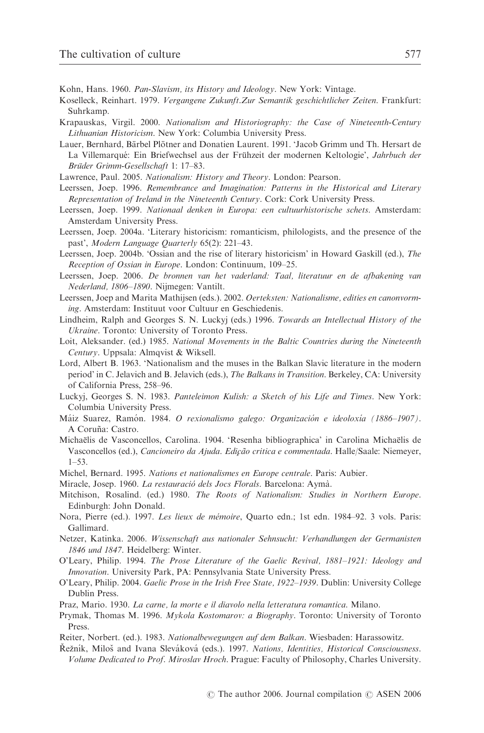Kohn, Hans. 1960. *Pan-Slavism, its History and Ideology*. New York: Vintage.

Koselleck, Reinhart. 1979. *Vergangene Zukunft.Zur Semantik geschichtlicher Zeiten*. Frankfurt: Suhrkamp.

Krapauskas, Virgil. 2000. *Nationalism and Historiography: the Case of Nineteenth-Century Lithuanian Historicism*. New York: Columbia University Press.

Lauer, Bernhard, Bärbel Plötner and Donatien Laurent. 1991. 'Jacob Grimm und Th. Hersart de La Villemarqué: Ein Briefwechsel aus der Frühzeit der modernen Keltologie', *Jahrbuch der Brüder Grimm-Gesellschaft* 1: 17–83.

Lawrence, Paul. 2005. *Nationalism: History and Theory*. London: Pearson.

Leerssen, Joep. 1996. *Remembrance and Imagination: Patterns in the Historical and Literary Representation of Ireland in the Nineteenth Century*. Cork: Cork University Press.

Leerssen, Joep. 1999. *Nationaal denken in Europa: een cultuurhistorische schets*. Amsterdam: Amsterdam University Press.

Leerssen, Joep. 2004a. 'Literary historicism: romanticism, philologists, and the presence of the past', *Modern Language Quarterly* 65(2): 221–43.

Leerssen, Joep. 2004b. 'Ossian and the rise of literary historicism' in Howard Gaskill (ed.), *The Reception of Ossian in Europe*. London: Continuum, 109–25.

Leerssen, Joep. 2006. *De bronnen van het vaderland: Taal, literatuur en de afbakening van Nederland, 1806–1890*. Nijmegen: Vantilt.

Leerssen, Joep and Marita Mathijsen (eds.). 2002. *Oerteksten: Nationalisme, edities en canonvorming*. Amsterdam: Instituut voor Cultuur en Geschiedenis.

Lindheim, Ralph and Georges S. N. Luckyj (eds.) 1996. *Towards an Intellectual History of the Ukraine*. Toronto: University of Toronto Press.

Loit, Aleksander. (ed.) 1985. *National Movements in the Baltic Countries during the Nineteenth Century*. Uppsala: Almqvist & Wiksell.

Lord, Albert B. 1963. 'Nationalism and the muses in the Balkan Slavic literature in the modern period' in C. Jelavich and B. Jelavich (eds.), *The Balkans in Transition*. Berkeley, CA: University of California Press, 258–96.

Luckyj, Georges S. N. 1983. *Panteleimon Kulish: a Sketch of his Life and Times*. New York: Columbia University Press.

Máiz Suarez, Ramón. 1984. *O rexionalismo galego: Organización e ideoloxía (1886–1907)*. A Coruña: Castro.

Michaëlis de Vasconcellos, Carolina. 1904. 'Resenha bibliographica' in Carolina Michaëlis de Vasconcellos (ed.), *Cancioneiro da Ajuda. Edição critica e commentada*. Halle/Saale: Niemeyer, 1–53.

Michel, Bernard. 1995. *Nations et nationalismes en Europe centrale*. Paris: Aubier.

Miracle, Josep. 1960. *La restauració dels Jocs Florals*. Barcelona: Aymà.

Mitchison, Rosalind. (ed.) 1980. *The Roots of Nationalism: Studies in Northern Europe*. Edinburgh: John Donald.

Nora, Pierre (ed.). 1997. *Les lieux de mémoire*, Quarto edn.; 1st edn. 1984–92. 3 vols. Paris: Gallimard.

Netzer, Katinka. 2006. *Wissenschaft aus nationaler Sehnsucht: Verhandlungen der Germanisten 1846 und 1847*. Heidelberg: Winter.

O'Leary, Philip. 1994. *The Prose Literature of the Gaelic Revival, 1881–1921: Ideology and Innovation*. University Park, PA: Pennsylvania State University Press.

O'Leary, Philip. 2004. *Gaelic Prose in the Irish Free State, 1922–1939*. Dublin: University College Dublin Press.

Praz, Mario. 1930. *La carne, la morte e il diavolo nella letteratura romantica*. Milano.

Prymak, Thomas M. 1996. *Mykola Kostomarov: a Biography*. Toronto: University of Toronto Press.

Reiter, Norbert. (ed.). 1983. *Nationalbewegungen auf dem Balkan*. Wiesbaden: Harassowitz.

Řežník, Miloš and Ivana Sleváková (eds.). 1997. *Nations, Identities, Historical Consciousness. Volume Dedicated to Prof. Miroslav Hroch*. Prague: Faculty of Philosophy, Charles University.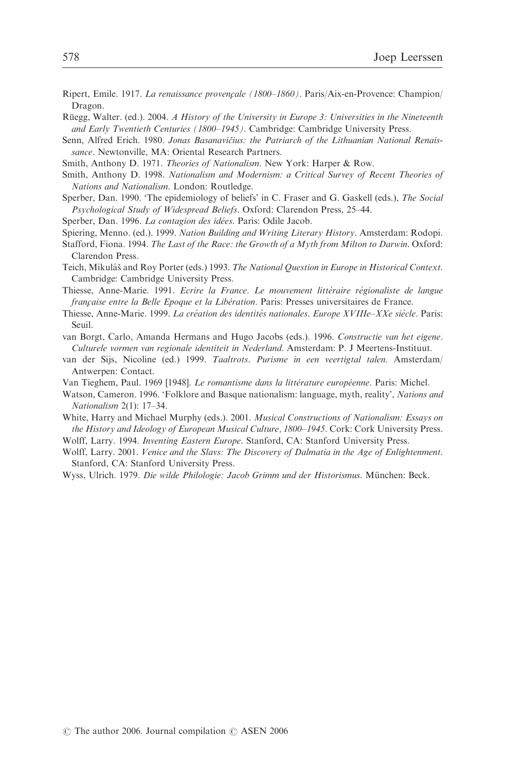Ripert, Emile. 1917. *La renaissance provençale (1800–1860)*. Paris/Aix-en-Provence: Champion/Dragon.

Rüegg, Walter. (ed.). 2004. *A History of the University in Europe 3: Universities in the Nineteenth and Early Twentieth Centuries (1800–1945)*. Cambridge: Cambridge University Press.

Senn, Alfred Erich. 1980. *Jonas Basanavičius: the Patriarch of the Lithuanian National Renaissance*. Newtonville, MA: Oriental Research Partners.

Smith, Anthony D. 1971. *Theories of Nationalism*. New York: Harper & Row.

Smith, Anthony D. 1998. *Nationalism and Modernism: a Critical Survey of Recent Theories of Nations and Nationalism*. London: Routledge.

Sperber, Dan. 1990. 'The epidemiology of beliefs' in C. Fraser and G. Gaskell (eds.), *The Social Psychological Study of Widespread Beliefs*. Oxford: Clarendon Press, 25–44.

Sperber, Dan. 1996. *La contagion des idées*. Paris: Odile Jacob.

Spiering, Menno. (ed.). 1999. *Nation Building and Writing Literary History*. Amsterdam: Rodopi.

Stafford, Fiona. 1994. *The Last of the Race: the Growth of a Myth from Milton to Darwin*. Oxford: Clarendon Press.

Teich, Mikuláš and Roy Porter (eds.) 1993. *The National Question in Europe in Historical Context*. Cambridge: Cambridge University Press.

Thiesse, Anne-Marie. 1991. *Ecrire la France. Le mouvement littéraire régionaliste de langue française entre la Belle Epoque et la Libération*. Paris: Presses universitaires de France.

Thiesse, Anne-Marie. 1999. *La création des identités nationales. Europe XVIIIe–XXe siècle*. Paris: Seuil.

van Borgt, Carlo, Amanda Hermans and Hugo Jacobs (eds.). 1996. *Constructie van het eigene. Culturele vormen van regionale identiteit in Nederland*. Amsterdam: P. J Meertens-Instituut.

van der Sijs, Nicoline (ed.) 1999. *Taaltrots. Purisme in een veertigtal talen*. Amsterdam/Antwerpen: Contact.

Van Tieghem, Paul. 1969 [1948]. *Le romantisme dans la littérature européenne*. Paris: Michel.

Watson, Cameron. 1996. 'Folklore and Basque nationalism: language, myth, reality', *Nations and Nationalism* 2(1): 17–34.

White, Harry and Michael Murphy (eds.). 2001. *Musical Constructions of Nationalism: Essays on the History and Ideology of European Musical Culture, 1800–1945*. Cork: Cork University Press.

Wolff, Larry. 1994. *Inventing Eastern Europe*. Stanford, CA: Stanford University Press.

Wolff, Larry. 2001. *Venice and the Slavs: The Discovery of Dalmatia in the Age of Enlightenment*. Stanford, CA: Stanford University Press.

Wyss, Ulrich. 1979. *Die wilde Philologie: Jacob Grimm und der Historismus*. München: Beck.